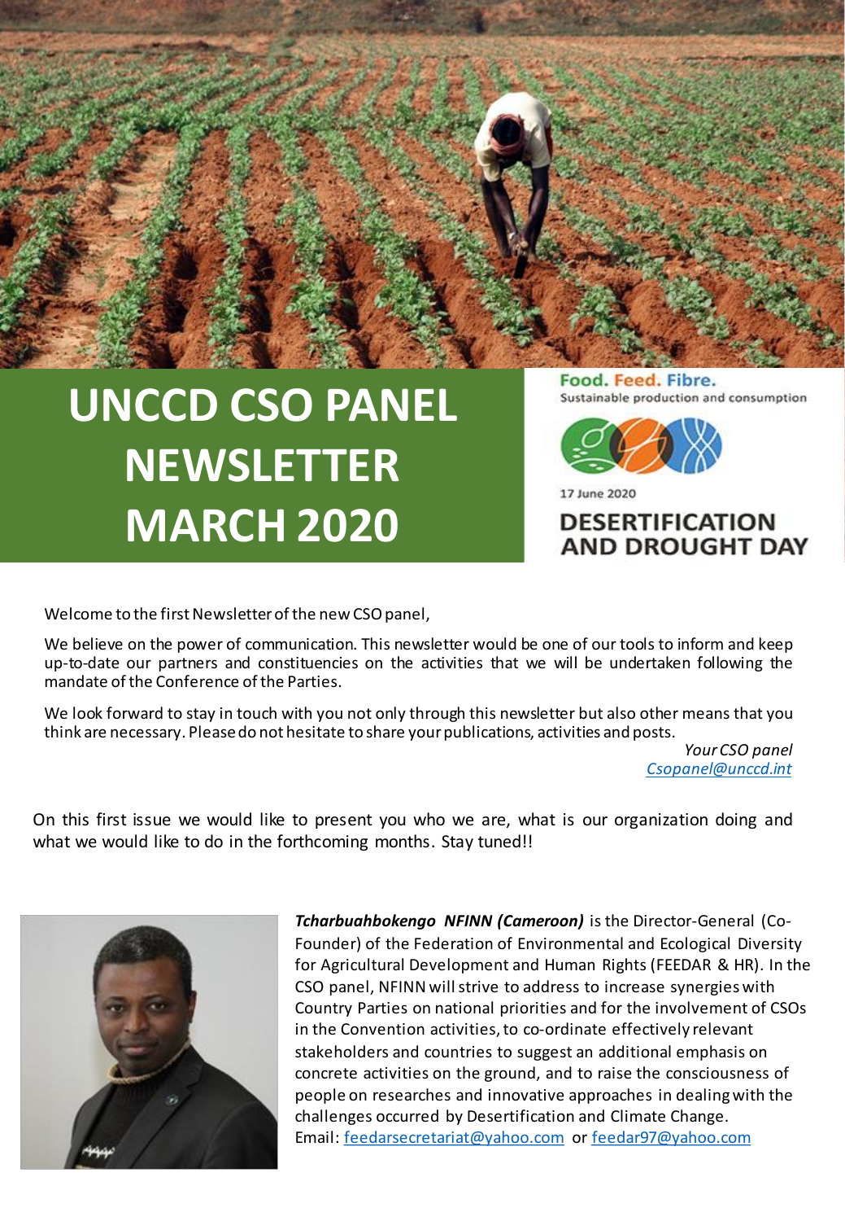# UNCCD CSO PANEL NEWSLETTER MARCH 2020

Food. Feed. Fibre.
Sustainable production and consumption

17 June 2020

**DESERTIFICATION AND DROUGHT DAY**

Welcome to the first Newsletter of the new CSO panel,

We believe on the power of communication. This newsletter would be one of our tools to inform and keep up-to-date our partners and constituencies on the activities that we will be undertaken following the mandate of the Conference of the Parties.

We look forward to stay in touch with you not only through this newsletter but also other means that you think are necessary. Please do not hesitate to share your publications, activities and posts.

*Your CSO panel*
*Csopanel@unccd.int*

On this first issue we would like to present you who we are, what is our organization doing and what we would like to do in the forthcoming months. Stay tuned!!

***Tcharbuahbokengo NFINN (Cameroon)*** is the Director-General (Co-Founder) of the Federation of Environmental and Ecological Diversity for Agricultural Development and Human Rights (FEEDAR & HR). In the CSO panel, NFINN will strive to address to increase synergies with Country Parties on national priorities and for the involvement of CSOs in the Convention activities, to co-ordinate effectively relevant stakeholders and countries to suggest an additional emphasis on concrete activities on the ground, and to raise the consciousness of people on researches and innovative approaches in dealing with the challenges occurred by Desertification and Climate Change. Email: feedarsecretariat@yahoo.com or feedar97@yahoo.com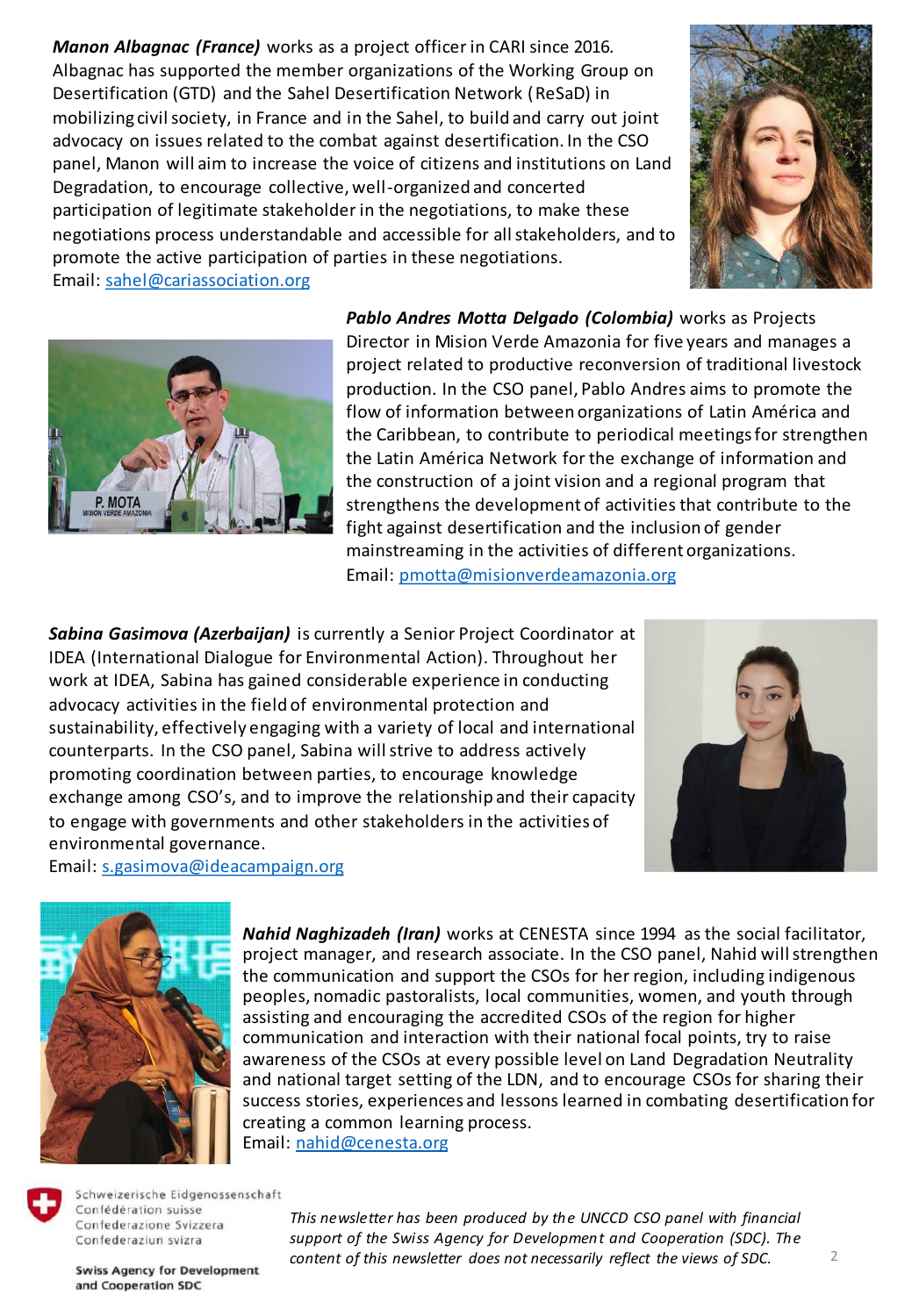***Manon Albagnac (France)*** works as a project officer in CARI since 2016. Albagnac has supported the member organizations of the Working Group on Desertification (GTD) and the Sahel Desertification Network (ReSaD) in mobilizing civil society, in France and in the Sahel, to build and carry out joint advocacy on issues related to the combat against desertification. In the CSO panel, Manon will aim to increase the voice of citizens and institutions on Land Degradation, to encourage collective, well-organized and concerted participation of legitimate stakeholder in the negotiations, to make these negotiations process understandable and accessible for all stakeholders, and to promote the active participation of parties in these negotiations.
Email: sahel@cariassociation.org

***Pablo Andres Motta Delgado (Colombia)*** works as Projects Director in Mision Verde Amazonia for five years and manages a project related to productive reconversion of traditional livestock production. In the CSO panel, Pablo Andres aims to promote the flow of information between organizations of Latin América and the Caribbean, to contribute to periodical meetings for strengthen the Latin América Network for the exchange of information and the construction of a joint vision and a regional program that strengthens the development of activities that contribute to the fight against desertification and the inclusion of gender mainstreaming in the activities of different organizations.
Email: pmotta@misionverdeamazonia.org

***Sabina Gasimova (Azerbaijan)*** is currently a Senior Project Coordinator at IDEA (International Dialogue for Environmental Action). Throughout her work at IDEA, Sabina has gained considerable experience in conducting advocacy activities in the field of environmental protection and sustainability, effectively engaging with a variety of local and international counterparts. In the CSO panel, Sabina will strive to address actively promoting coordination between parties, to encourage knowledge exchange among CSO's, and to improve the relationship and their capacity to engage with governments and other stakeholders in the activities of environmental governance.
Email: s.gasimova@ideacampaign.org

***Nahid Naghizadeh (Iran)*** works at CENESTA since 1994 as the social facilitator, project manager, and research associate. In the CSO panel, Nahid will strengthen the communication and support the CSOs for her region, including indigenous peoples, nomadic pastoralists, local communities, women, and youth through assisting and encouraging the accredited CSOs of the region for higher communication and interaction with their national focal points, try to raise awareness of the CSOs at every possible level on Land Degradation Neutrality and national target setting of the LDN, and to encourage CSOs for sharing their success stories, experiences and lessons learned in combating desertification for creating a common learning process.
Email: nahid@cenesta.org

Schweizerische Eidgenossenschaft
Confédération suisse
Confederazione Svizzera
Confederaziun svizra

**Swiss Agency for Development and Cooperation SDC**

*This newsletter has been produced by the UNCCD CSO panel with financial support of the Swiss Agency for Development and Cooperation (SDC). The content of this newsletter does not necessarily reflect the views of SDC.*